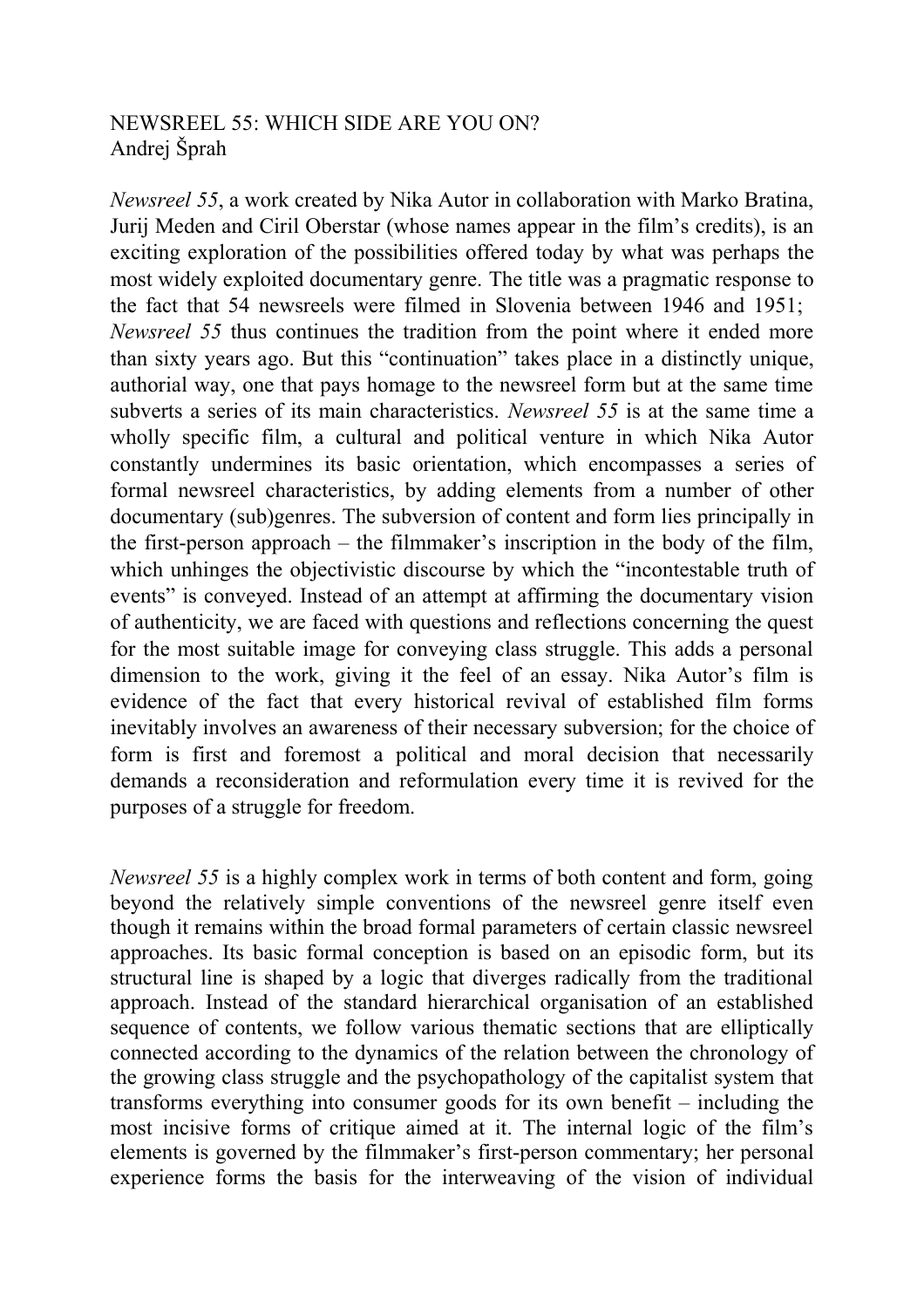# NEWSREEL 55: WHICH SIDE ARE YOU ON?

Andrej Šprah

*Newsreel 55*, a work created by Nika Autor in collaboration with Marko Bratina, Jurij Meden and Ciril Oberstar (whose names appear in the film's credits), is an exciting exploration of the possibilities offered today by what was perhaps the most widely exploited documentary genre. The title was a pragmatic response to the fact that 54 newsreels were filmed in Slovenia between 1946 and 1951; *Newsreel 55* thus continues the tradition from the point where it ended more than sixty years ago. But this "continuation" takes place in a distinctly unique, authorial way, one that pays homage to the newsreel form but at the same time subverts a series of its main characteristics. *Newsreel 55* is at the same time a wholly specific film, a cultural and political venture in which Nika Autor constantly undermines its basic orientation, which encompasses a series of formal newsreel characteristics, by adding elements from a number of other documentary (sub)genres. The subversion of content and form lies principally in the first-person approach – the filmmaker's inscription in the body of the film, which unhinges the objectivistic discourse by which the "incontestable truth of events" is conveyed. Instead of an attempt at affirming the documentary vision of authenticity, we are faced with questions and reflections concerning the quest for the most suitable image for conveying class struggle. This adds a personal dimension to the work, giving it the feel of an essay. Nika Autor's film is evidence of the fact that every historical revival of established film forms inevitably involves an awareness of their necessary subversion; for the choice of form is first and foremost a political and moral decision that necessarily demands a reconsideration and reformulation every time it is revived for the purposes of a struggle for freedom.

*Newsreel 55* is a highly complex work in terms of both content and form, going beyond the relatively simple conventions of the newsreel genre itself even though it remains within the broad formal parameters of certain classic newsreel approaches. Its basic formal conception is based on an episodic form, but its structural line is shaped by a logic that diverges radically from the traditional approach. Instead of the standard hierarchical organisation of an established sequence of contents, we follow various thematic sections that are elliptically connected according to the dynamics of the relation between the chronology of the growing class struggle and the psychopathology of the capitalist system that transforms everything into consumer goods for its own benefit – including the most incisive forms of critique aimed at it. The internal logic of the film's elements is governed by the filmmaker's first-person commentary; her personal experience forms the basis for the interweaving of the vision of individual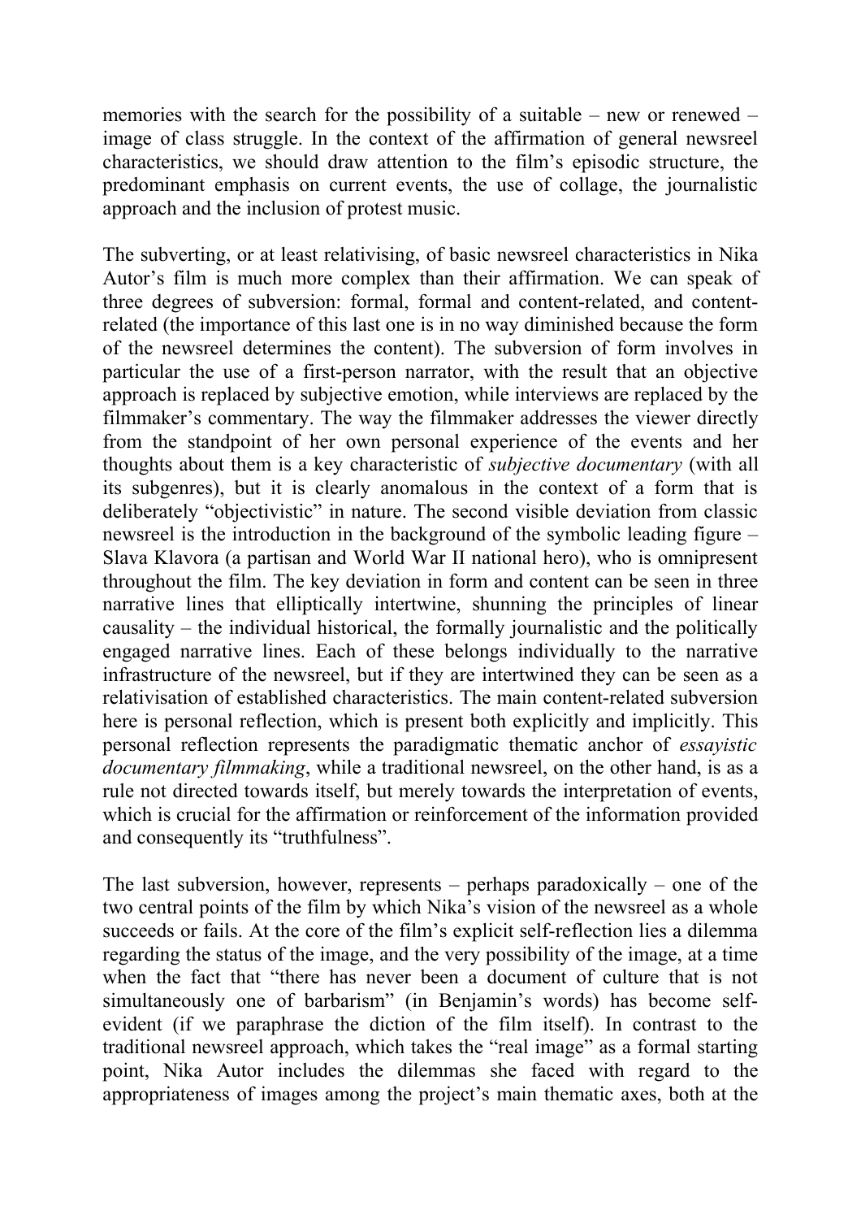memories with the search for the possibility of a suitable – new or renewed – image of class struggle. In the context of the affirmation of general newsreel characteristics, we should draw attention to the film's episodic structure, the predominant emphasis on current events, the use of collage, the journalistic approach and the inclusion of protest music.

The subverting, or at least relativising, of basic newsreel characteristics in Nika Autor's film is much more complex than their affirmation. We can speak of three degrees of subversion: formal, formal and content-related, and content-related (the importance of this last one is in no way diminished because the form of the newsreel determines the content). The subversion of form involves in particular the use of a first-person narrator, with the result that an objective approach is replaced by subjective emotion, while interviews are replaced by the filmmaker's commentary. The way the filmmaker addresses the viewer directly from the standpoint of her own personal experience of the events and her thoughts about them is a key characteristic of *subjective documentary* (with all its subgenres), but it is clearly anomalous in the context of a form that is deliberately "objectivistic" in nature. The second visible deviation from classic newsreel is the introduction in the background of the symbolic leading figure – Slava Klavora (a partisan and World War II national hero), who is omnipresent throughout the film. The key deviation in form and content can be seen in three narrative lines that elliptically intertwine, shunning the principles of linear causality – the individual historical, the formally journalistic and the politically engaged narrative lines. Each of these belongs individually to the narrative infrastructure of the newsreel, but if they are intertwined they can be seen as a relativisation of established characteristics. The main content-related subversion here is personal reflection, which is present both explicitly and implicitly. This personal reflection represents the paradigmatic thematic anchor of *essayistic documentary filmmaking*, while a traditional newsreel, on the other hand, is as a rule not directed towards itself, but merely towards the interpretation of events, which is crucial for the affirmation or reinforcement of the information provided and consequently its "truthfulness".

The last subversion, however, represents – perhaps paradoxically – one of the two central points of the film by which Nika's vision of the newsreel as a whole succeeds or fails. At the core of the film's explicit self-reflection lies a dilemma regarding the status of the image, and the very possibility of the image, at a time when the fact that "there has never been a document of culture that is not simultaneously one of barbarism" (in Benjamin's words) has become self-evident (if we paraphrase the diction of the film itself). In contrast to the traditional newsreel approach, which takes the "real image" as a formal starting point, Nika Autor includes the dilemmas she faced with regard to the appropriateness of images among the project's main thematic axes, both at the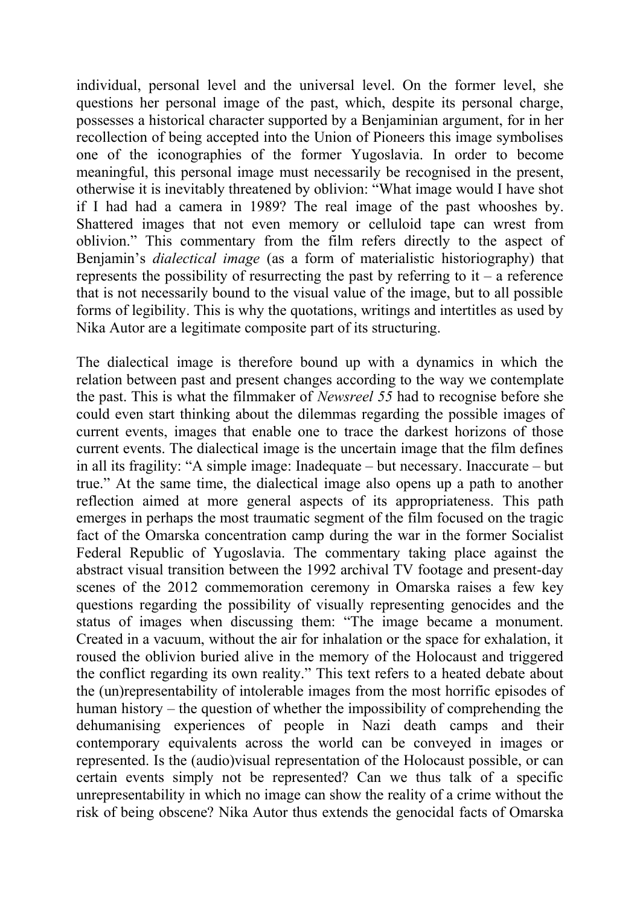individual, personal level and the universal level. On the former level, she questions her personal image of the past, which, despite its personal charge, possesses a historical character supported by a Benjaminian argument, for in her recollection of being accepted into the Union of Pioneers this image symbolises one of the iconographies of the former Yugoslavia. In order to become meaningful, this personal image must necessarily be recognised in the present, otherwise it is inevitably threatened by oblivion: "What image would I have shot if I had had a camera in 1989? The real image of the past whooshes by. Shattered images that not even memory or celluloid tape can wrest from oblivion." This commentary from the film refers directly to the aspect of Benjamin's *dialectical image* (as a form of materialistic historiography) that represents the possibility of resurrecting the past by referring to it – a reference that is not necessarily bound to the visual value of the image, but to all possible forms of legibility. This is why the quotations, writings and intertitles as used by Nika Autor are a legitimate composite part of its structuring.

The dialectical image is therefore bound up with a dynamics in which the relation between past and present changes according to the way we contemplate the past. This is what the filmmaker of *Newsreel 55* had to recognise before she could even start thinking about the dilemmas regarding the possible images of current events, images that enable one to trace the darkest horizons of those current events. The dialectical image is the uncertain image that the film defines in all its fragility: "A simple image: Inadequate – but necessary. Inaccurate – but true." At the same time, the dialectical image also opens up a path to another reflection aimed at more general aspects of its appropriateness. This path emerges in perhaps the most traumatic segment of the film focused on the tragic fact of the Omarska concentration camp during the war in the former Socialist Federal Republic of Yugoslavia. The commentary taking place against the abstract visual transition between the 1992 archival TV footage and present-day scenes of the 2012 commemoration ceremony in Omarska raises a few key questions regarding the possibility of visually representing genocides and the status of images when discussing them: "The image became a monument. Created in a vacuum, without the air for inhalation or the space for exhalation, it roused the oblivion buried alive in the memory of the Holocaust and triggered the conflict regarding its own reality." This text refers to a heated debate about the (un)representability of intolerable images from the most horrific episodes of human history – the question of whether the impossibility of comprehending the dehumanising experiences of people in Nazi death camps and their contemporary equivalents across the world can be conveyed in images or represented. Is the (audio)visual representation of the Holocaust possible, or can certain events simply not be represented? Can we thus talk of a specific unrepresentability in which no image can show the reality of a crime without the risk of being obscene? Nika Autor thus extends the genocidal facts of Omarska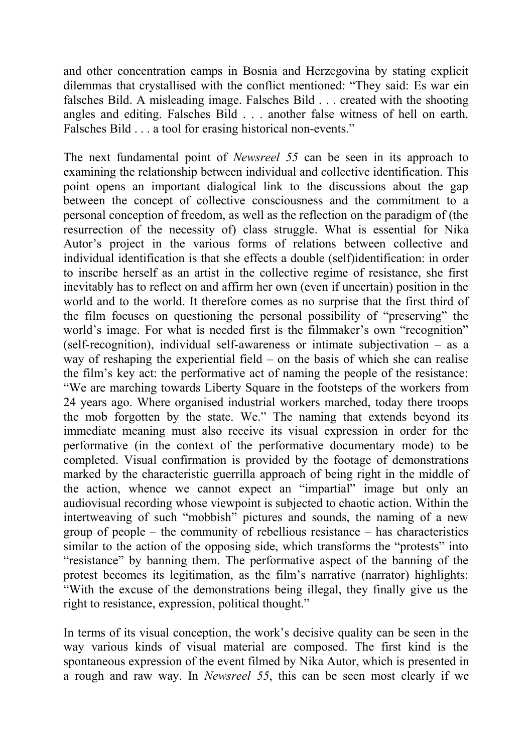and other concentration camps in Bosnia and Herzegovina by stating explicit dilemmas that crystallised with the conflict mentioned: "They said: Es war ein falsches Bild. A misleading image. Falsches Bild . . . created with the shooting angles and editing. Falsches Bild . . . another false witness of hell on earth. Falsches Bild . . . a tool for erasing historical non-events."

The next fundamental point of *Newsreel 55* can be seen in its approach to examining the relationship between individual and collective identification. This point opens an important dialogical link to the discussions about the gap between the concept of collective consciousness and the commitment to a personal conception of freedom, as well as the reflection on the paradigm of (the resurrection of the necessity of) class struggle. What is essential for Nika Autor's project in the various forms of relations between collective and individual identification is that she effects a double (self)identification: in order to inscribe herself as an artist in the collective regime of resistance, she first inevitably has to reflect on and affirm her own (even if uncertain) position in the world and to the world. It therefore comes as no surprise that the first third of the film focuses on questioning the personal possibility of "preserving" the world's image. For what is needed first is the filmmaker's own "recognition" (self-recognition), individual self-awareness or intimate subjectivation – as a way of reshaping the experiential field – on the basis of which she can realise the film's key act: the performative act of naming the people of the resistance: "We are marching towards Liberty Square in the footsteps of the workers from 24 years ago. Where organised industrial workers marched, today there troops the mob forgotten by the state. We." The naming that extends beyond its immediate meaning must also receive its visual expression in order for the performative (in the context of the performative documentary mode) to be completed. Visual confirmation is provided by the footage of demonstrations marked by the characteristic guerrilla approach of being right in the middle of the action, whence we cannot expect an "impartial" image but only an audiovisual recording whose viewpoint is subjected to chaotic action. Within the intertweaving of such "mobbish" pictures and sounds, the naming of a new group of people – the community of rebellious resistance – has characteristics similar to the action of the opposing side, which transforms the "protests" into "resistance" by banning them. The performative aspect of the banning of the protest becomes its legitimation, as the film's narrative (narrator) highlights: "With the excuse of the demonstrations being illegal, they finally give us the right to resistance, expression, political thought."

In terms of its visual conception, the work's decisive quality can be seen in the way various kinds of visual material are composed. The first kind is the spontaneous expression of the event filmed by Nika Autor, which is presented in a rough and raw way. In *Newsreel 55*, this can be seen most clearly if we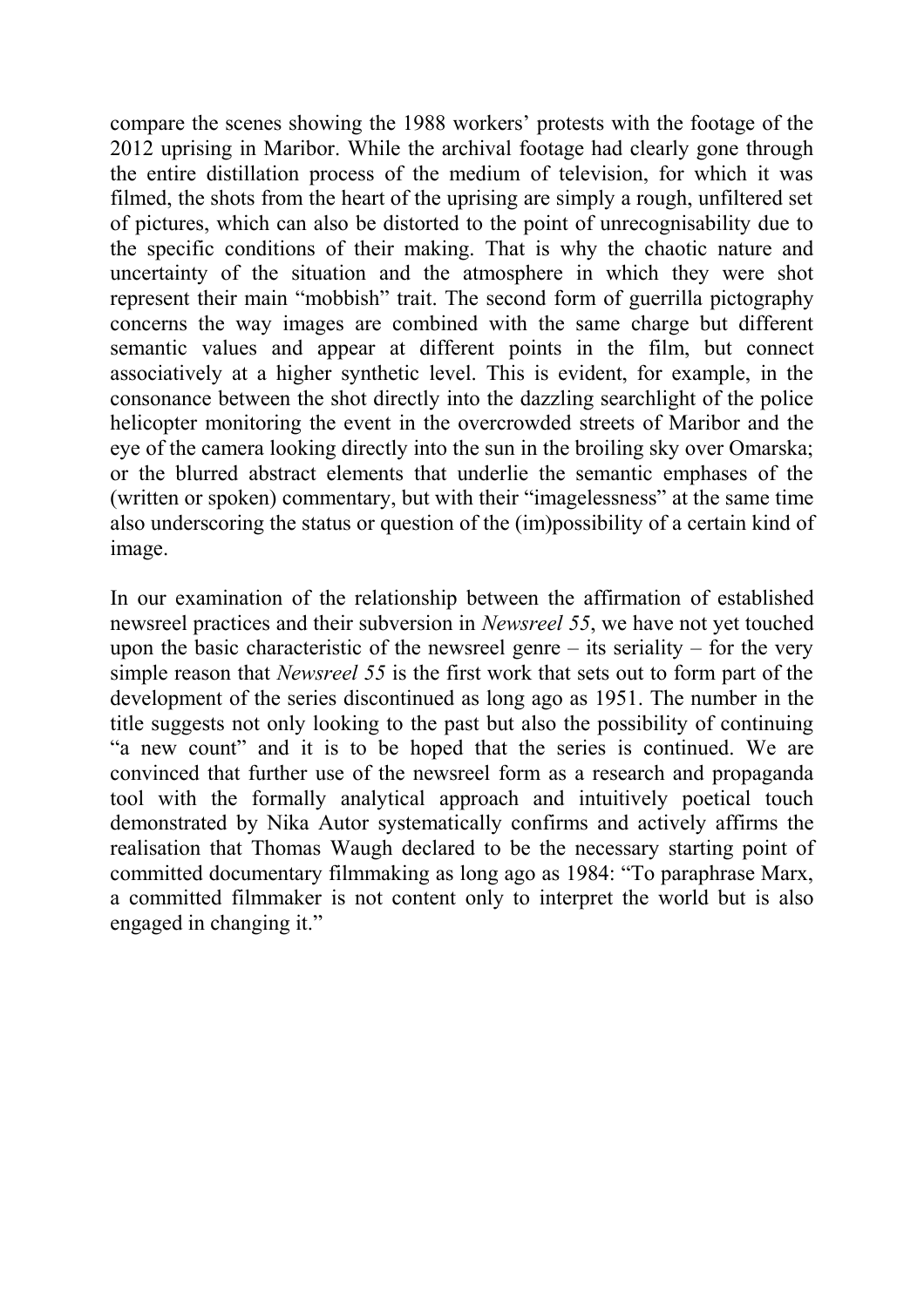compare the scenes showing the 1988 workers' protests with the footage of the 2012 uprising in Maribor. While the archival footage had clearly gone through the entire distillation process of the medium of television, for which it was filmed, the shots from the heart of the uprising are simply a rough, unfiltered set of pictures, which can also be distorted to the point of unrecognisability due to the specific conditions of their making. That is why the chaotic nature and uncertainty of the situation and the atmosphere in which they were shot represent their main "mobbish" trait. The second form of guerrilla pictography concerns the way images are combined with the same charge but different semantic values and appear at different points in the film, but connect associatively at a higher synthetic level. This is evident, for example, in the consonance between the shot directly into the dazzling searchlight of the police helicopter monitoring the event in the overcrowded streets of Maribor and the eye of the camera looking directly into the sun in the broiling sky over Omarska; or the blurred abstract elements that underlie the semantic emphases of the (written or spoken) commentary, but with their "imagelessness" at the same time also underscoring the status or question of the (im)possibility of a certain kind of image.

In our examination of the relationship between the affirmation of established newsreel practices and their subversion in *Newsreel 55*, we have not yet touched upon the basic characteristic of the newsreel genre – its seriality – for the very simple reason that *Newsreel 55* is the first work that sets out to form part of the development of the series discontinued as long ago as 1951. The number in the title suggests not only looking to the past but also the possibility of continuing "a new count" and it is to be hoped that the series is continued. We are convinced that further use of the newsreel form as a research and propaganda tool with the formally analytical approach and intuitively poetical touch demonstrated by Nika Autor systematically confirms and actively affirms the realisation that Thomas Waugh declared to be the necessary starting point of committed documentary filmmaking as long ago as 1984: "To paraphrase Marx, a committed filmmaker is not content only to interpret the world but is also engaged in changing it."